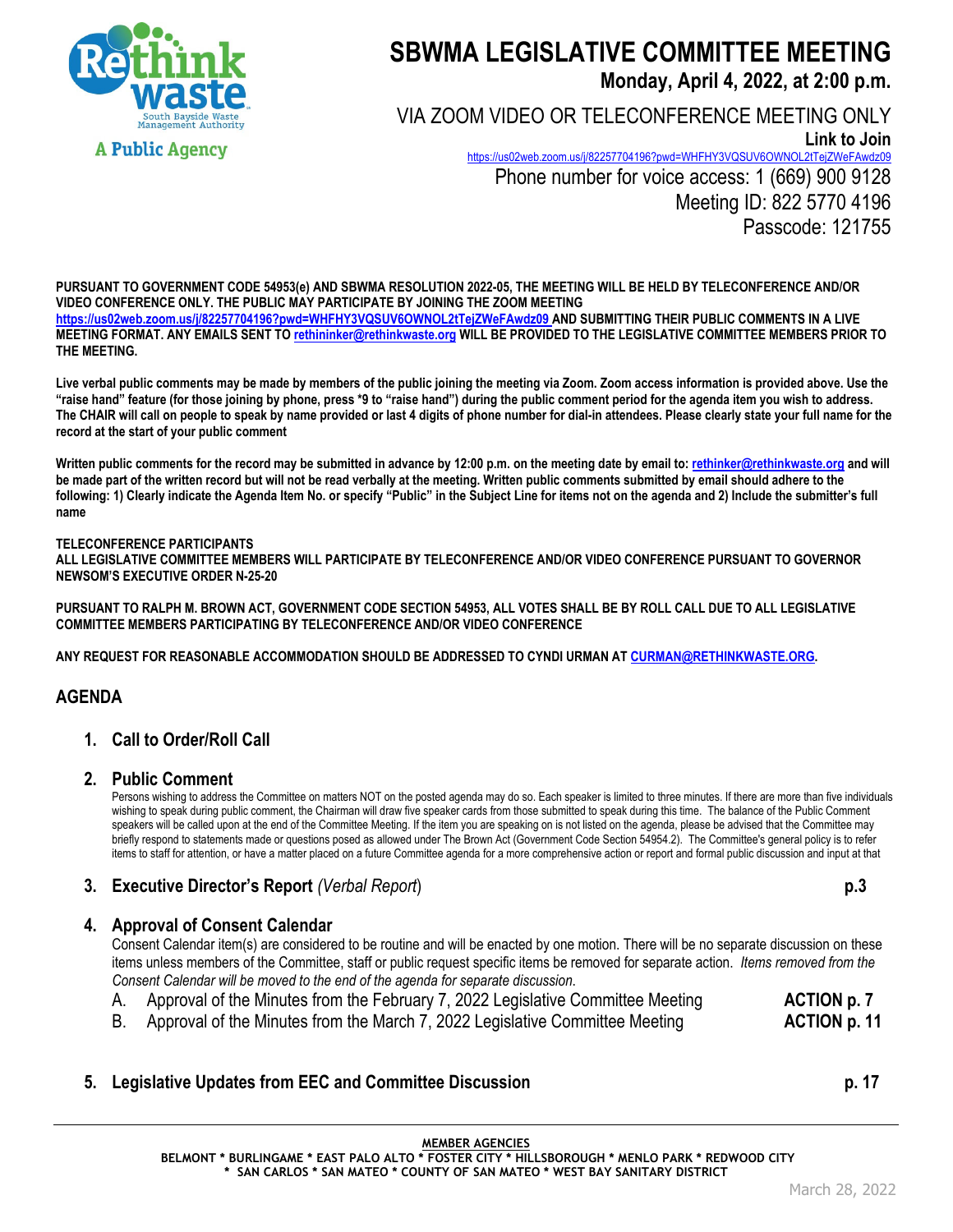Rethink waste
South Bayside Waste Management Authority
A Public Agency

# SBWMA LEGISLATIVE COMMITTEE MEETING

**Monday, April 4, 2022, at 2:00 p.m.**

VIA ZOOM VIDEO OR TELECONFERENCE MEETING ONLY

**Link to Join**
https://us02web.zoom.us/j/82257704196?pwd=WHFHY3VQSUV6OWNOL2tTejZWeFAwdz09

Phone number for voice access: 1 (669) 900 9128
Meeting ID: 822 5770 4196
Passcode: 121755

**PURSUANT TO GOVERNMENT CODE 54953(e) AND SBWMA RESOLUTION 2022-05, THE MEETING WILL BE HELD BY TELECONFERENCE AND/OR VIDEO CONFERENCE ONLY. THE PUBLIC MAY PARTICIPATE BY JOINING THE ZOOM MEETING https://us02web.zoom.us/j/82257704196?pwd=WHFHY3VQSUV6OWNOL2tTejZWeFAwdz09 AND SUBMITTING THEIR PUBLIC COMMENTS IN A LIVE MEETING FORMAT. ANY EMAILS SENT TO rethininker@rethinkwaste.org WILL BE PROVIDED TO THE LEGISLATIVE COMMITTEE MEMBERS PRIOR TO THE MEETING.**

**Live verbal public comments may be made by members of the public joining the meeting via Zoom. Zoom access information is provided above. Use the "raise hand" feature (for those joining by phone, press *9 to "raise hand") during the public comment period for the agenda item you wish to address. The CHAIR will call on people to speak by name provided or last 4 digits of phone number for dial-in attendees. Please clearly state your full name for the record at the start of your public comment**

**Written public comments for the record may be submitted in advance by 12:00 p.m. on the meeting date by email to: rethinker@rethinkwaste.org and will be made part of the written record but will not be read verbally at the meeting. Written public comments submitted by email should adhere to the following: 1) Clearly indicate the Agenda Item No. or specify "Public" in the Subject Line for items not on the agenda and 2) Include the submitter's full name**

**TELECONFERENCE PARTICIPANTS**
**ALL LEGISLATIVE COMMITTEE MEMBERS WILL PARTICIPATE BY TELECONFERENCE AND/OR VIDEO CONFERENCE PURSUANT TO GOVERNOR NEWSOM'S EXECUTIVE ORDER N-25-20**

**PURSUANT TO RALPH M. BROWN ACT, GOVERNMENT CODE SECTION 54953, ALL VOTES SHALL BE BY ROLL CALL DUE TO ALL LEGISLATIVE COMMITTEE MEMBERS PARTICIPATING BY TELECONFERENCE AND/OR VIDEO CONFERENCE**

**ANY REQUEST FOR REASONABLE ACCOMMODATION SHOULD BE ADDRESSED TO CYNDI URMAN AT CURMAN@RETHINKWASTE.ORG.**

## AGENDA

### 1. Call to Order/Roll Call

### 2. Public Comment

Persons wishing to address the Committee on matters NOT on the posted agenda may do so. Each speaker is limited to three minutes. If there are more than five individuals wishing to speak during public comment, the Chairman will draw five speaker cards from those submitted to speak during this time. The balance of the Public Comment speakers will be called upon at the end of the Committee Meeting. If the item you are speaking on is not listed on the agenda, please be advised that the Committee may briefly respond to statements made or questions posed as allowed under The Brown Act (Government Code Section 54954.2). The Committee's general policy is to refer items to staff for attention, or have a matter placed on a future Committee agenda for a more comprehensive action or report and formal public discussion and input at that

### 3. Executive Director's Report *(Verbal Report)* — p.3

### 4. Approval of Consent Calendar

Consent Calendar item(s) are considered to be routine and will be enacted by one motion. There will be no separate discussion on these items unless members of the Committee, staff or public request specific items be removed for separate action. *Items removed from the Consent Calendar will be moved to the end of the agenda for separate discussion.*

A. Approval of the Minutes from the February 7, 2022 Legislative Committee Meeting — **ACTION p. 7**
B. Approval of the Minutes from the March 7, 2022 Legislative Committee Meeting — **ACTION p. 11**

### 5. Legislative Updates from EEC and Committee Discussion — p. 17

**MEMBER AGENCIES**
**BELMONT * BURLINGAME * EAST PALO ALTO * FOSTER CITY * HILLSBOROUGH * MENLO PARK * REDWOOD CITY * SAN CARLOS * SAN MATEO * COUNTY OF SAN MATEO * WEST BAY SANITARY DISTRICT**

March 28, 2022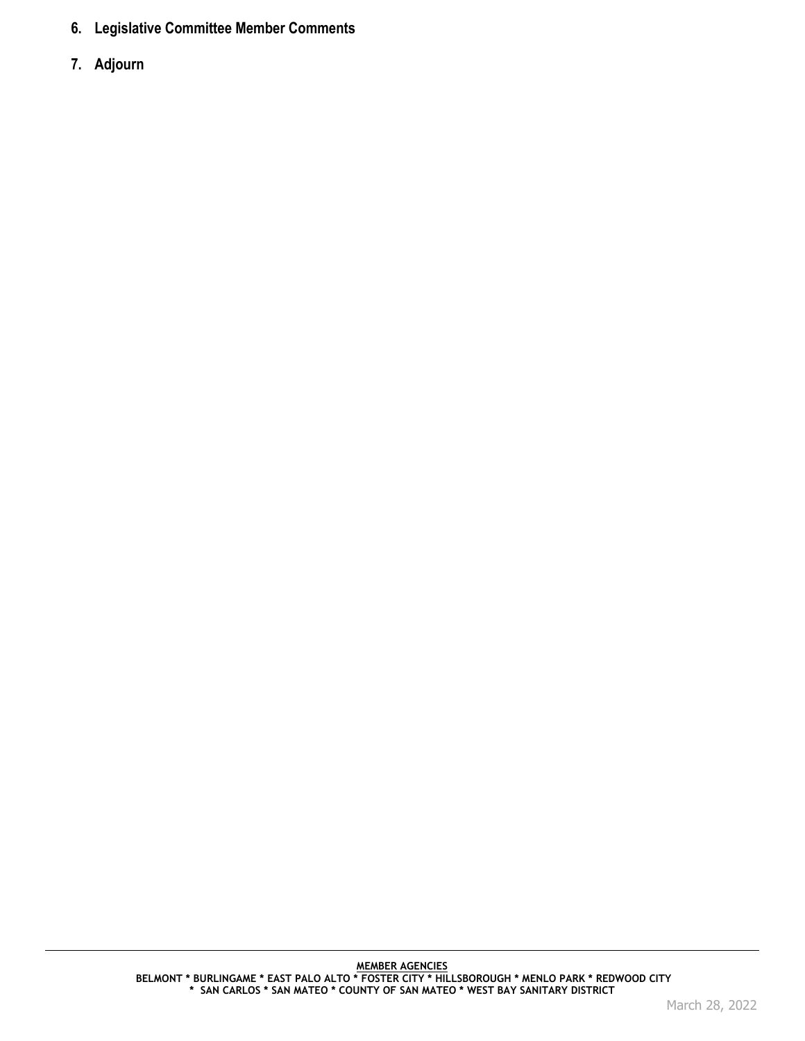6. **Legislative Committee Member Comments**

7. **Adjourn**